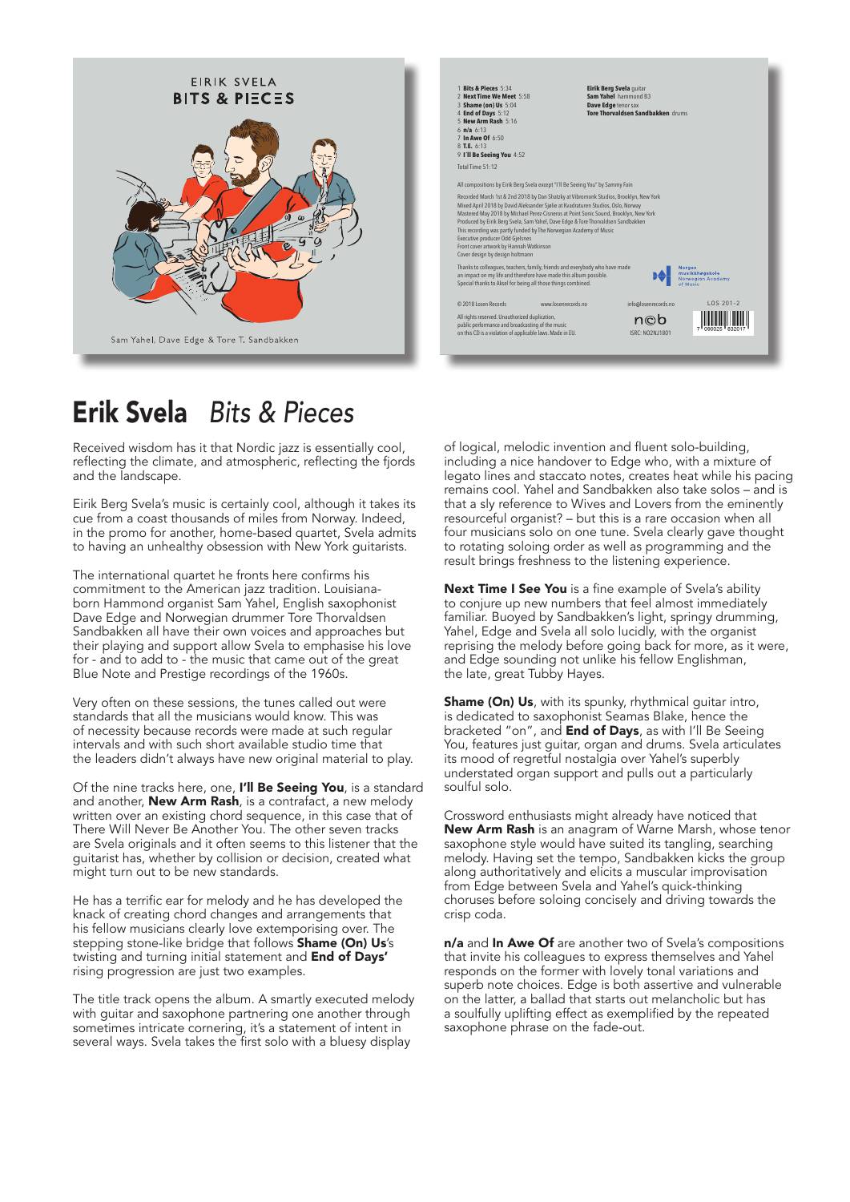EIRIK SVELA
BITS & PIECES

Sam Yahel, Dave Edge & Tore T. Sandbakken

1 **Bits & Pieces** 5:34
2 **Next Time We Meet** 5:58
3 **Shame (on) Us** 5:04
4 **End of Days** 5:12
5 **New Arm Rash** 5:16
6 **n/a** 6:13
7 **In Awe Of** 6:50
8 **T.E.** 6:13
9 **I'll Be Seeing You** 4:52

Total Time 51:12

**Eirik Berg Svela** guitar
**Sam Yahel** hammond B3
**Dave Edge** tenor sax
**Tore Thorvaldsen Sandbakken** drums

All compositions by Eirik Berg Svela except "I'll Be Seeing You" by Sammy Fain

Recorded March 1st & 2nd 2018 by Dan Shatzky at Vibromonk Studios, Brooklyn, New York
Mixed April 2018 by David Aleksander Sjølie at Kvadraturen Studios, Oslo, Norway
Mastered May 2018 by Michael Perez-Cisneros at Point Sonic Sound, Brooklyn, New York
Produced by Eirik Berg Svela, Sam Yahel, Dave Edge & Tore Thorvaldsen Sandbakken
This recording was partly funded by The Norwegian Academy of Music
Executive producer Odd Gjelsnes
Front cover artwork by Hannah Watkinson
Cover design by design holtmann

Thanks to colleagues, teachers, family, friends and everybody who have made an impact on my life and therefore have made this album possible.
Special thanks to Aksel for being all those things combined.

Norges musikkhøgskole Norwegian Academy of Music

© 2018 Losen Records www.losenrecords.no info@losenrecords.no LOS 201-2

All rights reserved. Unauthorized duplication, public performance and broadcasting of the music on this CD is a violation of applicable laws. Made in EU.

ISRC: NO2NJ1801

# Erik Svela *Bits & Pieces*

Received wisdom has it that Nordic jazz is essentially cool, reflecting the climate, and atmospheric, reflecting the fjords and the landscape.

Eirik Berg Svela's music is certainly cool, although it takes its cue from a coast thousands of miles from Norway. Indeed, in the promo for another, home-based quartet, Svela admits to having an unhealthy obsession with New York guitarists.

The international quartet he fronts here confirms his commitment to the American jazz tradition. Louisiana-born Hammond organist Sam Yahel, English saxophonist Dave Edge and Norwegian drummer Tore Thorvaldsen Sandbakken all have their own voices and approaches but their playing and support allow Svela to emphasise his love for - and to add to - the music that came out of the great Blue Note and Prestige recordings of the 1960s.

Very often on these sessions, the tunes called out were standards that all the musicians would know. This was of necessity because records were made at such regular intervals and with such short available studio time that the leaders didn't always have new original material to play.

Of the nine tracks here, one, **I'll Be Seeing You**, is a standard and another, **New Arm Rash**, is a contrafact, a new melody written over an existing chord sequence, in this case that of There Will Never Be Another You. The other seven tracks are Svela originals and it often seems to this listener that the guitarist has, whether by collision or decision, created what might turn out to be new standards.

He has a terrific ear for melody and he has developed the knack of creating chord changes and arrangements that his fellow musicians clearly love extemporising over. The stepping stone-like bridge that follows **Shame (On) Us**'s twisting and turning initial statement and **End of Days'** rising progression are just two examples.

The title track opens the album. A smartly executed melody with guitar and saxophone partnering one another through sometimes intricate cornering, it's a statement of intent in several ways. Svela takes the first solo with a bluesy display of logical, melodic invention and fluent solo-building, including a nice handover to Edge who, with a mixture of legato lines and staccato notes, creates heat while his pacing remains cool. Yahel and Sandbakken also take solos – and is that a sly reference to Wives and Lovers from the eminently resourceful organist? – but this is a rare occasion when all four musicians solo on one tune. Svela clearly gave thought to rotating solo order as well as programming and the result brings freshness to the listening experience.

**Next Time I See You** is a fine example of Svela's ability to conjure up new numbers that feel almost immediately familiar. Buoyed by Sandbakken's light, springy drumming, Yahel, Edge and Svela all solo lucidly, with the organist reprising the melody before going back for more, as it were, and Edge sounding not unlike his fellow Englishman, the late, great Tubby Hayes.

**Shame (On) Us**, with its spunky, rhythmical guitar intro, is dedicated to saxophonist Seamas Blake, hence the bracketed "on", and **End of Days**, as with I'll Be Seeing You, features just guitar, organ and drums. Svela articulates its mood of regretful nostalgia over Yahel's superbly understated organ support and pulls out a particularly soulful solo.

Crossword enthusiasts might already have noticed that **New Arm Rash** is an anagram of Warne Marsh, whose tenor saxophone style would have suited its tangling, searching melody. Having set the tempo, Sandbakken kicks the group along authoritatively and elicits a muscular improvisation from Edge between Svela and Yahel's quick-thinking choruses before soloing concisely and driving towards the crisp coda.

**n/a** and **In Awe Of** are another two of Svela's compositions that invite his colleagues to express themselves and Yahel responds on the former with lovely tonal variations and superb note choices. Edge is both assertive and vulnerable on the latter, a ballad that starts out melancholic but has a soulfully uplifting effect as exemplified by the repeated saxophone phrase on the fade-out.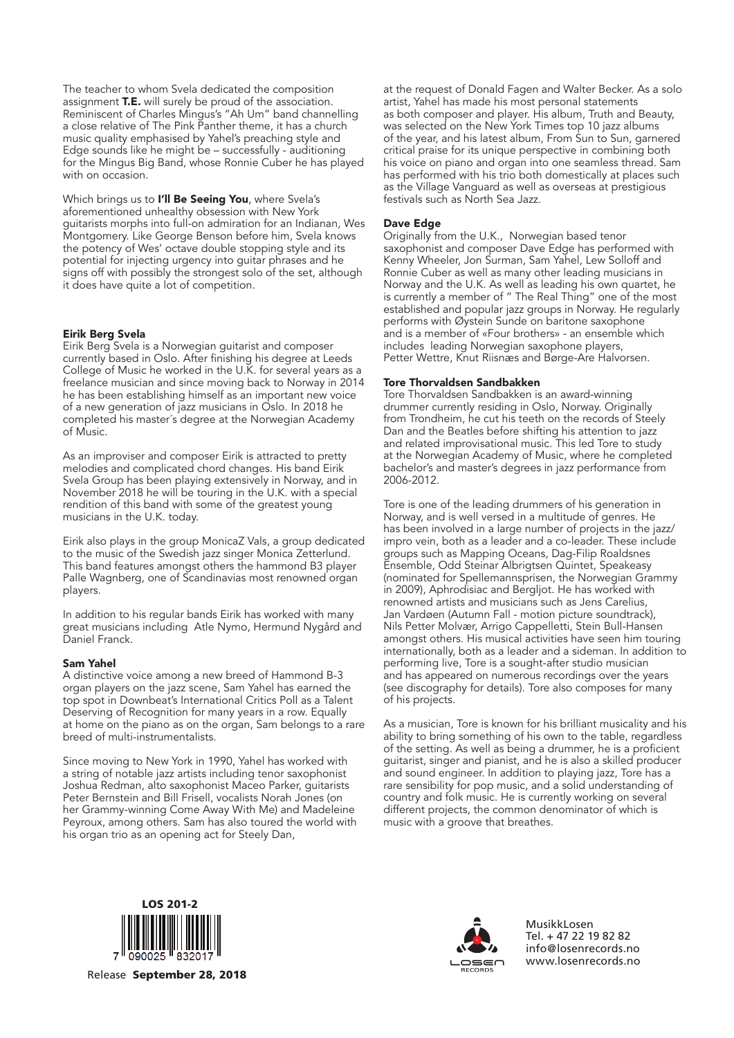The teacher to whom Svela dedicated the composition assignment **T.E.** will surely be proud of the association. Reminiscent of Charles Mingus's "Ah Um" band channelling a close relative of The Pink Panther theme, it has a church music quality emphasised by Yahel's preaching style and Edge sounds like he might be – successfully - auditioning for the Mingus Big Band, whose Ronnie Cuber he has played with on occasion.

Which brings us to **I'll Be Seeing You**, where Svela's aforementioned unhealthy obsession with New York guitarists morphs into full-on admiration for an Indianan, Wes Montgomery. Like George Benson before him, Svela knows the potency of Wes' octave double stopping style and its potential for injecting urgency into guitar phrases and he signs off with possibly the strongest solo of the set, although it does have quite a lot of competition.

### Eirik Berg Svela

Eirik Berg Svela is a Norwegian guitarist and composer currently based in Oslo. After finishing his degree at Leeds College of Music he worked in the U.K. for several years as a freelance musician and since moving back to Norway in 2014 he has been establishing himself as an important new voice of a new generation of jazz musicians in Oslo. In 2018 he completed his master´s degree at the Norwegian Academy of Music.

As an improviser and composer Eirik is attracted to pretty melodies and complicated chord changes. His band Eirik Svela Group has been playing extensively in Norway, and in November 2018 he will be touring in the U.K. with a special rendition of this band with some of the greatest young musicians in the U.K. today.

Eirik also plays in the group MonicaZ Vals, a group dedicated to the music of the Swedish jazz singer Monica Zetterlund. This band features amongst others the hammond B3 player Palle Wagnberg, one of Scandinavias most renowned organ players.

In addition to his regular bands Eirik has worked with many great musicians including Atle Nymo, Hermund Nygård and Daniel Franck.

### Sam Yahel

A distinctive voice among a new breed of Hammond B-3 organ players on the jazz scene, Sam Yahel has earned the top spot in Downbeat's International Critics Poll as a Talent Deserving of Recognition for many years in a row. Equally at home on the piano as on the organ, Sam belongs to a rare breed of multi-instrumentalists.

Since moving to New York in 1990, Yahel has worked with a string of notable jazz artists including tenor saxophonist Joshua Redman, alto saxophonist Maceo Parker, guitarists Peter Bernstein and Bill Frisell, vocalists Norah Jones (on her Grammy-winning Come Away With Me) and Madeleine Peyroux, among others. Sam has also toured the world with his organ trio as an opening act for Steely Dan, at the request of Donald Fagen and Walter Becker. As a solo artist, Yahel has made his most personal statements as both composer and player. His album, Truth and Beauty, was selected on the New York Times top 10 jazz albums of the year, and his latest album, From Sun to Sun, garnered critical praise for its unique perspective in combining both his voice on piano and organ into one seamless thread. Sam has performed with his trio both domestically at places such as the Village Vanguard as well as overseas at prestigious festivals such as North Sea Jazz.

### Dave Edge

Originally from the U.K., Norwegian based tenor saxophonist and composer Dave Edge has performed with Kenny Wheeler, Jon Surman, Sam Yahel, Lew Solloff and Ronnie Cuber as well as many other leading musicians in Norway and the U.K. As well as leading his own quartet, he is currently a member of " The Real Thing" one of the most established and popular jazz groups in Norway. He regularly performs with Øystein Sunde on baritone saxophone and is a member of «Four brothers» - an ensemble which includes leading Norwegian saxophone players, Petter Wettre, Knut Riisnæs and Børge-Are Halvorsen.

### Tore Thorvaldsen Sandbakken

Tore Thorvaldsen Sandbakken is an award-winning drummer currently residing in Oslo, Norway. Originally from Trondheim, he cut his teeth on the records of Steely Dan and the Beatles before shifting his attention to jazz and related improvisational music. This led Tore to study at the Norwegian Academy of Music, where he completed bachelor's and master's degrees in jazz performance from 2006-2012.

Tore is one of the leading drummers of his generation in Norway, and is well versed in a multitude of genres. He has been involved in a large number of projects in the jazz/impro vein, both as a leader and a co-leader. These include groups such as Mapping Oceans, Dag-Filip Roaldsnes Ensemble, Odd Steinar Albrigtsen Quintet, Speakeasy (nominated for Spellemannsprisen, the Norwegian Grammy in 2009), Aphrodisiac and Bergljot. He has worked with renowned artists and musicians such as Jens Carelius, Jan Vardøen (Autumn Fall - motion picture soundtrack), Nils Petter Molvær, Arrigo Cappelletti, Stein Bull-Hansen amongst others. His musical activities have seen him touring internationally, both as a leader and a sideman. In addition to performing live, Tore is a sought-after studio musician and has appeared on numerous recordings over the years (see discography for details). Tore also composes for many of his projects.

As a musician, Tore is known for his brilliant musicality and his ability to bring something of his own to the table, regardless of the setting. As well as being a drummer, he is a proficient guitarist, singer and pianist, and he is also a skilled producer and sound engineer. In addition to playing jazz, Tore has a rare sensibility for pop music, and a solid understanding of country and folk music. He is currently working on several different projects, the common denominator of which is music with a groove that breathes.

**LOS 201-2**

7 090025 832017

Release **September 28, 2018**

MusikkLosen
Tel. + 47 22 19 82 82
info@losenrecords.no
www.losenrecords.no